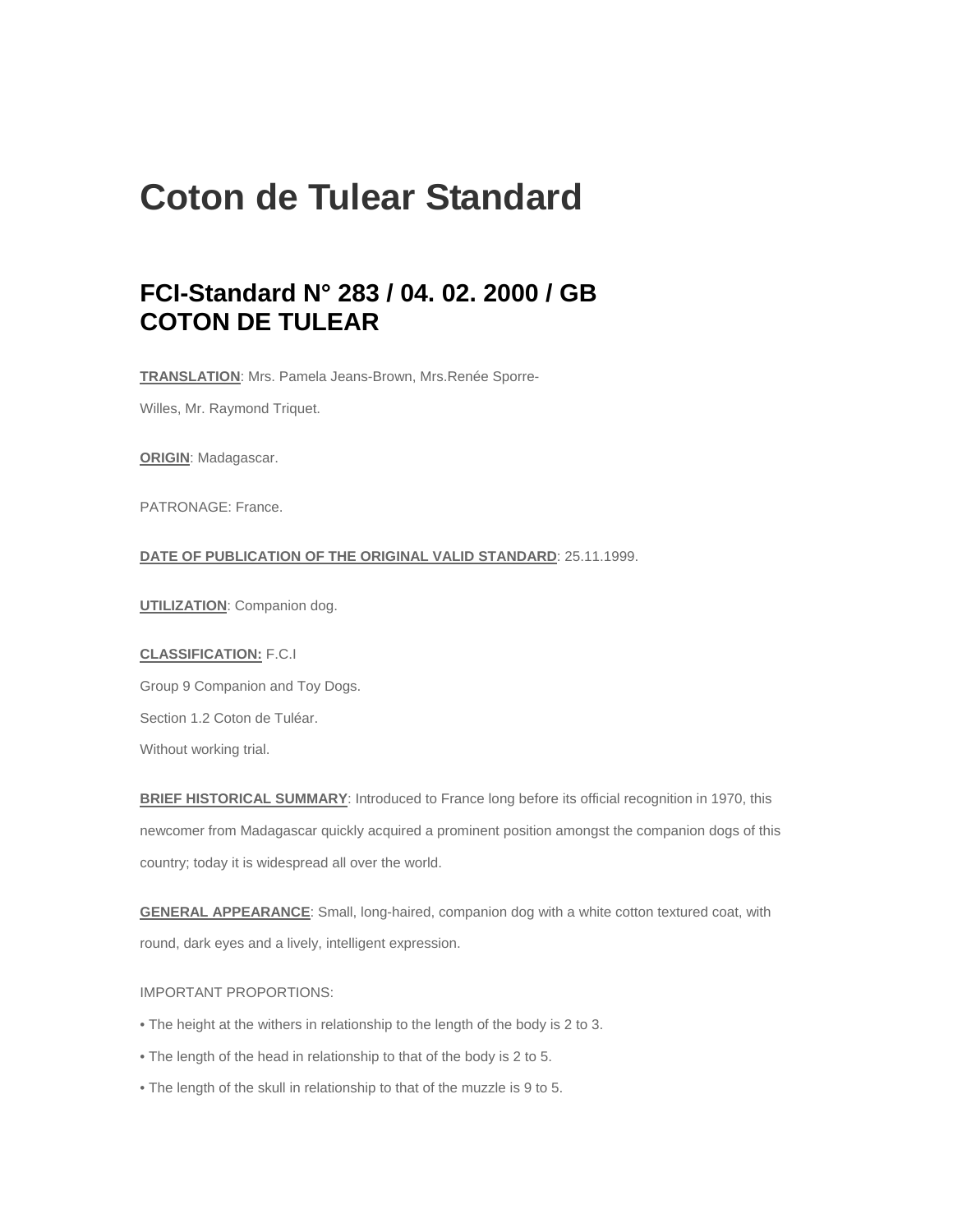# Coton de Tulear Standard

## FCI-Standard N° 283 / 04. 02. 2000 / GB COTON DE TULEAR

**TRANSLATION**: Mrs. Pamela Jeans-Brown, Mrs.Renée Sporre-Willes, Mr. Raymond Triquet.

**ORIGIN**: Madagascar.

PATRONAGE: France.

**DATE OF PUBLICATION OF THE ORIGINAL VALID STANDARD**: 25.11.1999.

**UTILIZATION**: Companion dog.

**CLASSIFICATION:** F.C.I

Group 9 Companion and Toy Dogs.

Section 1.2 Coton de Tuléar.

Without working trial.

**BRIEF HISTORICAL SUMMARY**: Introduced to France long before its official recognition in 1970, this newcomer from Madagascar quickly acquired a prominent position amongst the companion dogs of this country; today it is widespread all over the world.

**GENERAL APPEARANCE**: Small, long-haired, companion dog with a white cotton textured coat, with round, dark eyes and a lively, intelligent expression.

IMPORTANT PROPORTIONS:

- The height at the withers in relationship to the length of the body is 2 to 3.
- The length of the head in relationship to that of the body is 2 to 5.
- The length of the skull in relationship to that of the muzzle is 9 to 5.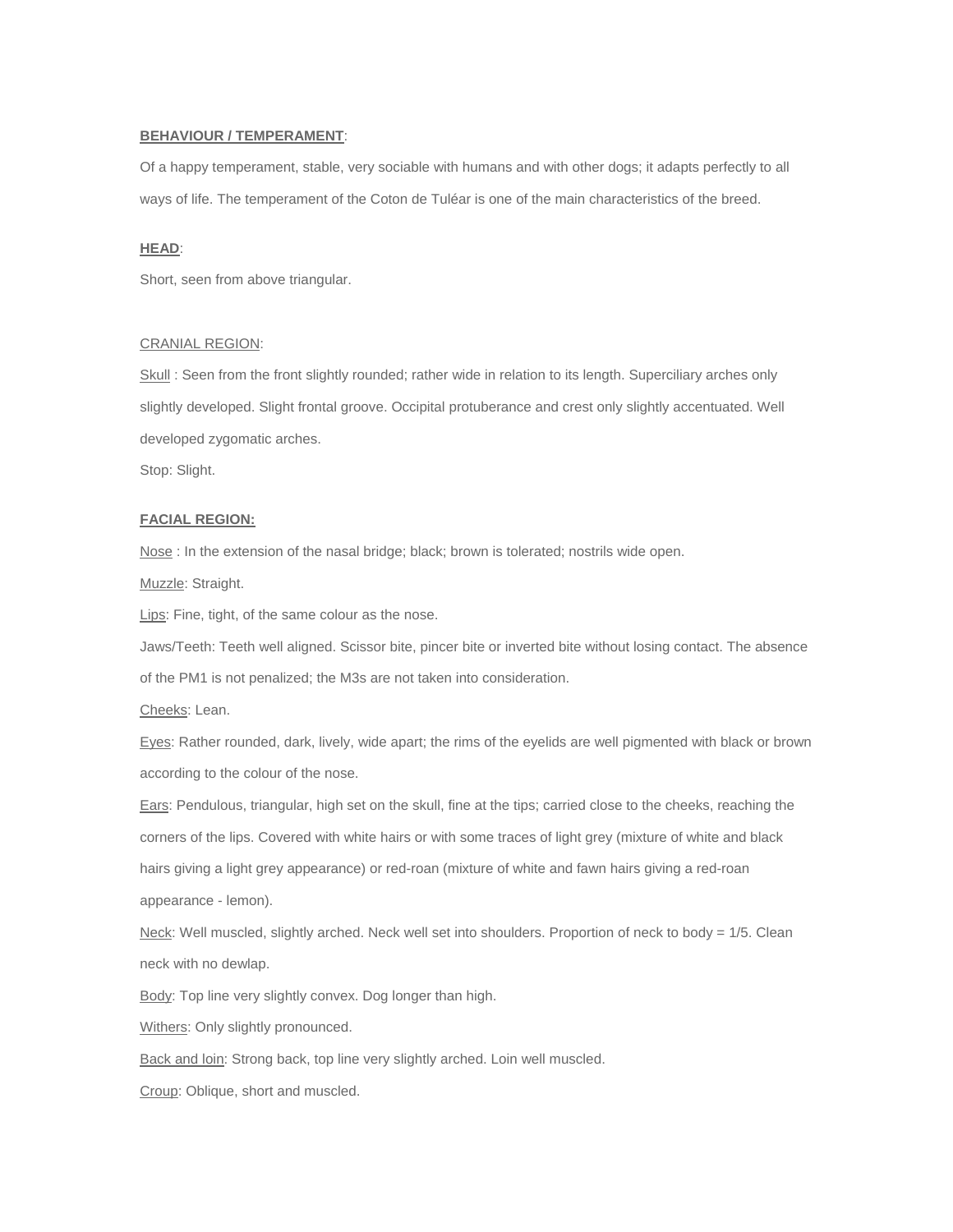**BEHAVIOUR / TEMPERAMENT**:

Of a happy temperament, stable, very sociable with humans and with other dogs; it adapts perfectly to all ways of life. The temperament of the Coton de Tuléar is one of the main characteristics of the breed.

**HEAD**:

Short, seen from above triangular.

CRANIAL REGION:

Skull : Seen from the front slightly rounded; rather wide in relation to its length. Superciliary arches only slightly developed. Slight frontal groove. Occipital protuberance and crest only slightly accentuated. Well developed zygomatic arches.

Stop: Slight.

**FACIAL REGION:**

Nose : In the extension of the nasal bridge; black; brown is tolerated; nostrils wide open.

Muzzle: Straight.

Lips: Fine, tight, of the same colour as the nose.

Jaws/Teeth: Teeth well aligned. Scissor bite, pincer bite or inverted bite without losing contact. The absence of the PM1 is not penalized; the M3s are not taken into consideration.

Cheeks: Lean.

Eyes: Rather rounded, dark, lively, wide apart; the rims of the eyelids are well pigmented with black or brown according to the colour of the nose.

Ears: Pendulous, triangular, high set on the skull, fine at the tips; carried close to the cheeks, reaching the corners of the lips. Covered with white hairs or with some traces of light grey (mixture of white and black hairs giving a light grey appearance) or red-roan (mixture of white and fawn hairs giving a red-roan appearance - lemon).

Neck: Well muscled, slightly arched. Neck well set into shoulders. Proportion of neck to body = 1/5. Clean neck with no dewlap.

Body: Top line very slightly convex. Dog longer than high.

Withers: Only slightly pronounced.

Back and loin: Strong back, top line very slightly arched. Loin well muscled.

Croup: Oblique, short and muscled.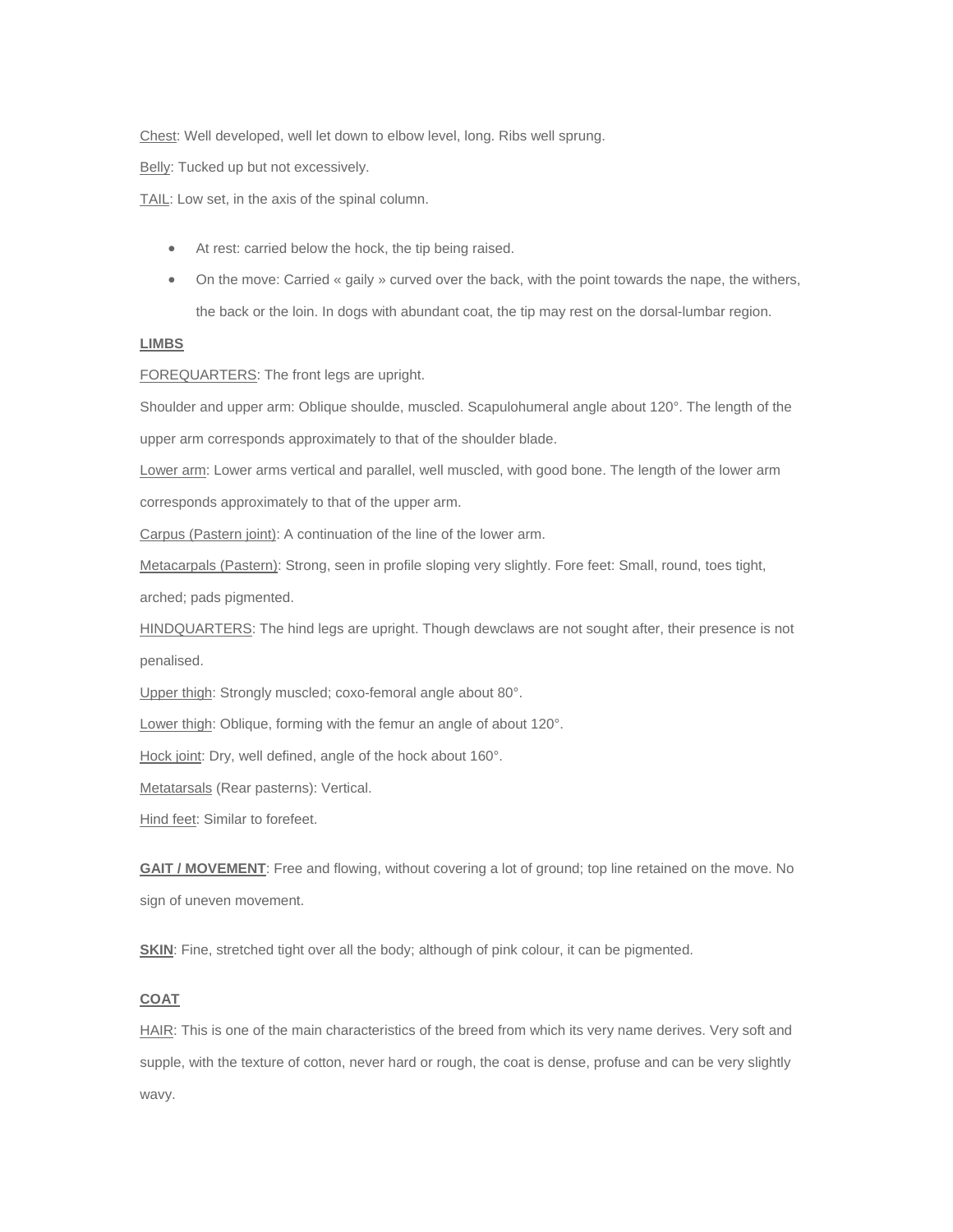Chest: Well developed, well let down to elbow level, long. Ribs well sprung.

Belly: Tucked up but not excessively.

TAIL: Low set, in the axis of the spinal column.

- At rest: carried below the hock, the tip being raised.
- On the move: Carried « gaily » curved over the back, with the point towards the nape, the withers, the back or the loin. In dogs with abundant coat, the tip may rest on the dorsal-lumbar region.

**LIMBS**

FOREQUARTERS: The front legs are upright.

Shoulder and upper arm: Oblique shoulde, muscled. Scapulohumeral angle about 120°. The length of the upper arm corresponds approximately to that of the shoulder blade.

Lower arm: Lower arms vertical and parallel, well muscled, with good bone. The length of the lower arm corresponds approximately to that of the upper arm.

Carpus (Pastern joint): A continuation of the line of the lower arm.

Metacarpals (Pastern): Strong, seen in profile sloping very slightly. Fore feet: Small, round, toes tight, arched; pads pigmented.

HINDQUARTERS: The hind legs are upright. Though dewclaws are not sought after, their presence is not penalised.

Upper thigh: Strongly muscled; coxo-femoral angle about 80°.

Lower thigh: Oblique, forming with the femur an angle of about 120°.

Hock joint: Dry, well defined, angle of the hock about 160°.

Metatarsals (Rear pasterns): Vertical.

Hind feet: Similar to forefeet.

**GAIT / MOVEMENT**: Free and flowing, without covering a lot of ground; top line retained on the move. No sign of uneven movement.

**SKIN**: Fine, stretched tight over all the body; although of pink colour, it can be pigmented.

**COAT**

HAIR: This is one of the main characteristics of the breed from which its very name derives. Very soft and supple, with the texture of cotton, never hard or rough, the coat is dense, profuse and can be very slightly wavy.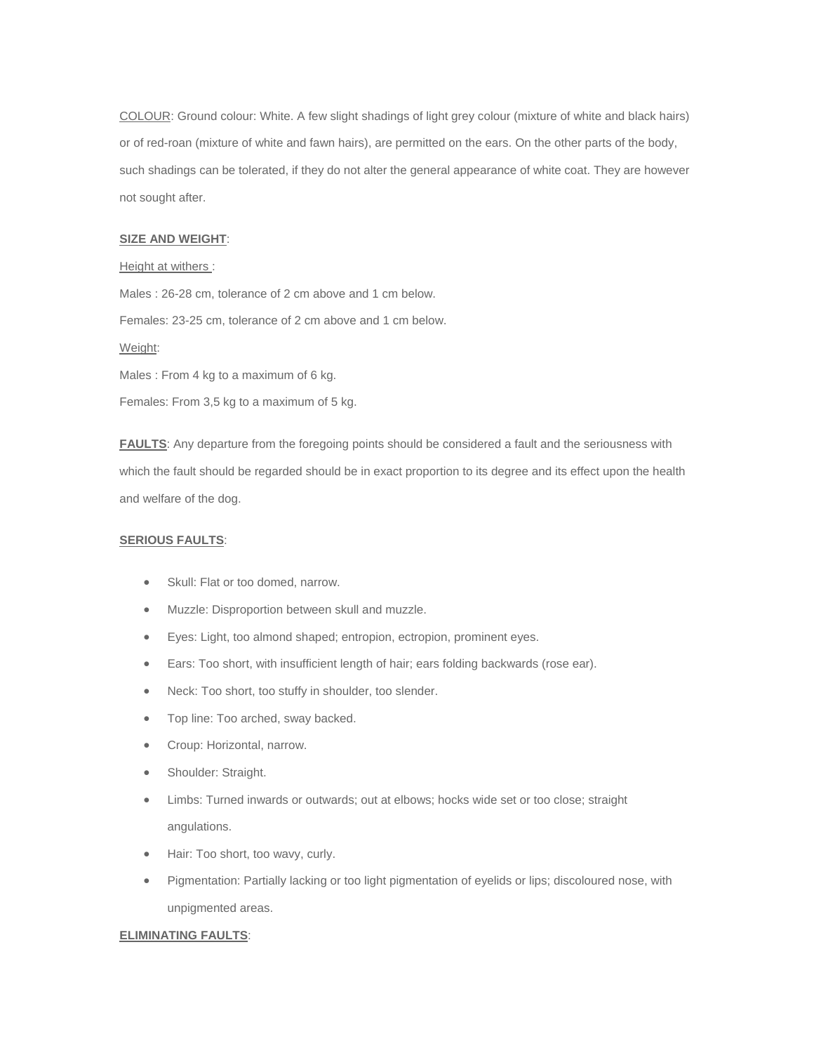COLOUR: Ground colour: White. A few slight shadings of light grey colour (mixture of white and black hairs) or of red-roan (mixture of white and fawn hairs), are permitted on the ears. On the other parts of the body, such shadings can be tolerated, if they do not alter the general appearance of white coat. They are however not sought after.

**SIZE AND WEIGHT**:

Height at withers :

Males : 26-28 cm, tolerance of 2 cm above and 1 cm below.

Females: 23-25 cm, tolerance of 2 cm above and 1 cm below.

Weight:

Males : From 4 kg to a maximum of 6 kg.

Females: From 3,5 kg to a maximum of 5 kg.

**FAULTS**: Any departure from the foregoing points should be considered a fault and the seriousness with which the fault should be regarded should be in exact proportion to its degree and its effect upon the health and welfare of the dog.

**SERIOUS FAULTS**:

- Skull: Flat or too domed, narrow.
- Muzzle: Disproportion between skull and muzzle.
- Eyes: Light, too almond shaped; entropion, ectropion, prominent eyes.
- Ears: Too short, with insufficient length of hair; ears folding backwards (rose ear).
- Neck: Too short, too stuffy in shoulder, too slender.
- Top line: Too arched, sway backed.
- Croup: Horizontal, narrow.
- Shoulder: Straight.
- Limbs: Turned inwards or outwards; out at elbows; hocks wide set or too close; straight angulations.
- Hair: Too short, too wavy, curly.
- Pigmentation: Partially lacking or too light pigmentation of eyelids or lips; discoloured nose, with unpigmented areas.

**ELIMINATING FAULTS**: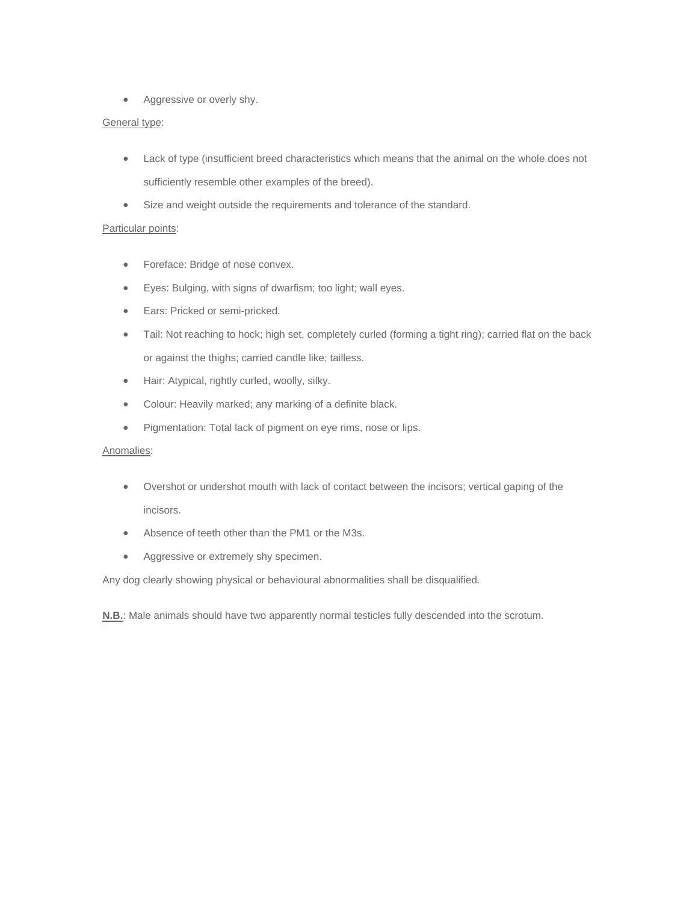- Aggressive or overly shy.

General type:

- Lack of type (insufficient breed characteristics which means that the animal on the whole does not sufficiently resemble other examples of the breed).
- Size and weight outside the requirements and tolerance of the standard.

Particular points:

- Foreface: Bridge of nose convex.
- Eyes: Bulging, with signs of dwarfism; too light; wall eyes.
- Ears: Pricked or semi-pricked.
- Tail: Not reaching to hock; high set, completely curled (forming a tight ring); carried flat on the back or against the thighs; carried candle like; tailless.
- Hair: Atypical, rightly curled, woolly, silky.
- Colour: Heavily marked; any marking of a definite black.
- Pigmentation: Total lack of pigment on eye rims, nose or lips.

Anomalies:

- Overshot or undershot mouth with lack of contact between the incisors; vertical gaping of the incisors.
- Absence of teeth other than the PM1 or the M3s.
- Aggressive or extremely shy specimen.

Any dog clearly showing physical or behavioural abnormalities shall be disqualified.

**N.B.**: Male animals should have two apparently normal testicles fully descended into the scrotum.